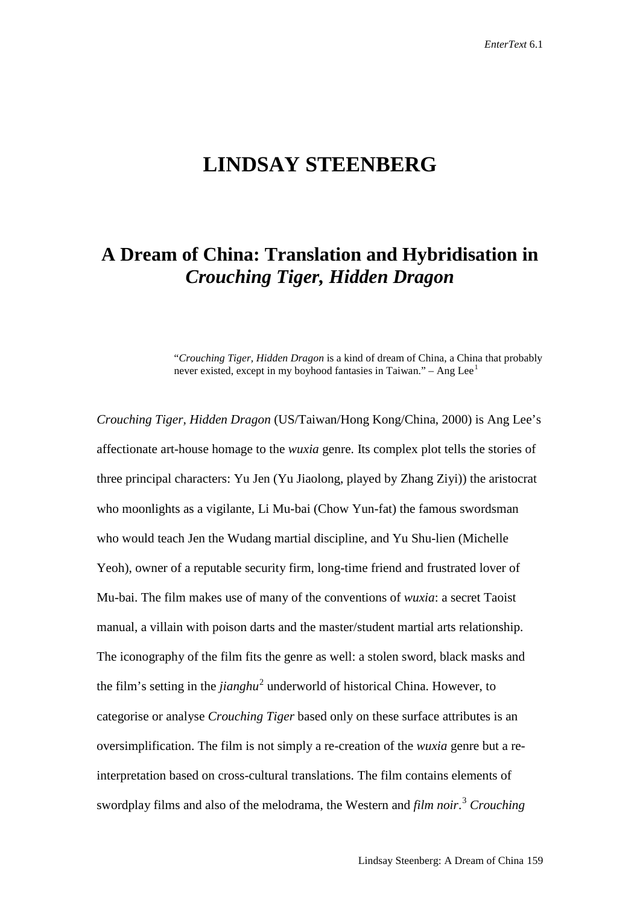# LINDSAY STEENBERG

## A Dream of China: Translation and Hybridisation in *Crouching Tiger, Hidden Dragon*

> "*Crouching Tiger, Hidden Dragon* is a kind of dream of China, a China that probably never existed, except in my boyhood fantasies in Taiwan." – Ang Lee[1]

*Crouching Tiger, Hidden Dragon* (US/Taiwan/Hong Kong/China, 2000) is Ang Lee's affectionate art-house homage to the *wuxia* genre. Its complex plot tells the stories of three principal characters: Yu Jen (Yu Jiaolong, played by Zhang Ziyi)) the aristocrat who moonlights as a vigilante, Li Mu-bai (Chow Yun-fat) the famous swordsman who would teach Jen the Wudang martial discipline, and Yu Shu-lien (Michelle Yeoh), owner of a reputable security firm, long-time friend and frustrated lover of Mu-bai. The film makes use of many of the conventions of *wuxia*: a secret Taoist manual, a villain with poison darts and the master/student martial arts relationship. The iconography of the film fits the genre as well: a stolen sword, black masks and the film's setting in the *jianghu*[2] underworld of historical China. However, to categorise or analyse *Crouching Tiger* based only on these surface attributes is an oversimplification. The film is not simply a re-creation of the *wuxia* genre but a re-interpretation based on cross-cultural translations. The film contains elements of swordplay films and also of the melodrama, the Western and *film noir*.[3] *Crouching*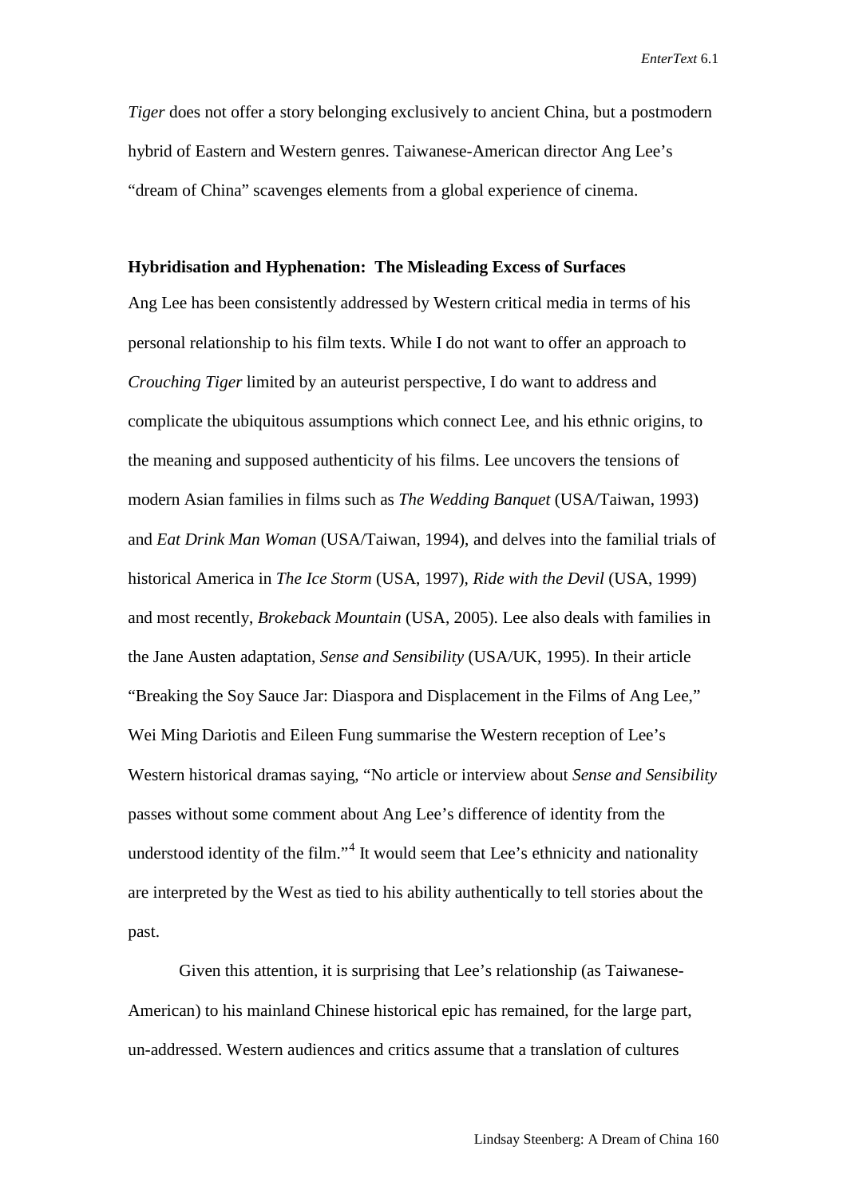*Tiger* does not offer a story belonging exclusively to ancient China, but a postmodern hybrid of Eastern and Western genres. Taiwanese-American director Ang Lee's "dream of China" scavenges elements from a global experience of cinema.

**Hybridisation and Hyphenation: The Misleading Excess of Surfaces**

Ang Lee has been consistently addressed by Western critical media in terms of his personal relationship to his film texts. While I do not want to offer an approach to *Crouching Tiger* limited by an auteurist perspective, I do want to address and complicate the ubiquitous assumptions which connect Lee, and his ethnic origins, to the meaning and supposed authenticity of his films. Lee uncovers the tensions of modern Asian families in films such as *The Wedding Banquet* (USA/Taiwan, 1993) and *Eat Drink Man Woman* (USA/Taiwan, 1994), and delves into the familial trials of historical America in *The Ice Storm* (USA, 1997), *Ride with the Devil* (USA, 1999) and most recently, *Brokeback Mountain* (USA, 2005). Lee also deals with families in the Jane Austen adaptation, *Sense and Sensibility* (USA/UK, 1995). In their article "Breaking the Soy Sauce Jar: Diaspora and Displacement in the Films of Ang Lee," Wei Ming Dariotis and Eileen Fung summarise the Western reception of Lee's Western historical dramas saying, "No article or interview about *Sense and Sensibility* passes without some comment about Ang Lee's difference of identity from the understood identity of the film."[4] It would seem that Lee's ethnicity and nationality are interpreted by the West as tied to his ability authentically to tell stories about the past.

Given this attention, it is surprising that Lee's relationship (as Taiwanese-American) to his mainland Chinese historical epic has remained, for the large part, un-addressed. Western audiences and critics assume that a translation of cultures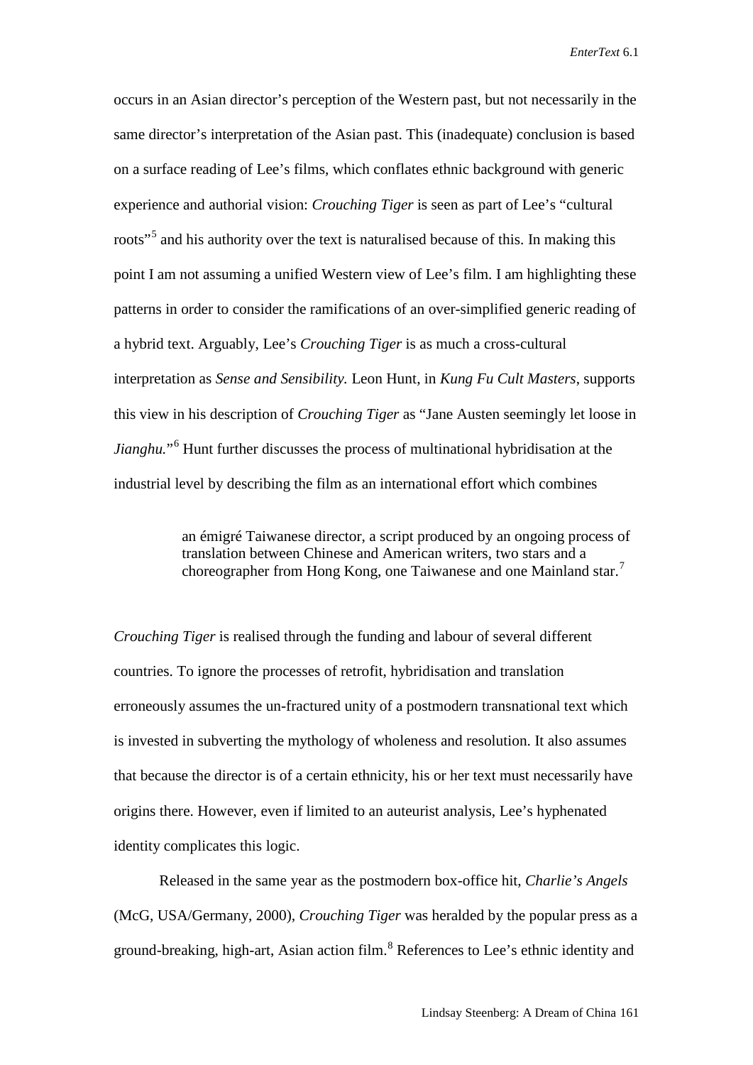occurs in an Asian director's perception of the Western past, but not necessarily in the same director's interpretation of the Asian past. This (inadequate) conclusion is based on a surface reading of Lee's films, which conflates ethnic background with generic experience and authorial vision: *Crouching Tiger* is seen as part of Lee's "cultural roots"[5] and his authority over the text is naturalised because of this. In making this point I am not assuming a unified Western view of Lee's film. I am highlighting these patterns in order to consider the ramifications of an over-simplified generic reading of a hybrid text. Arguably, Lee's *Crouching Tiger* is as much a cross-cultural interpretation as *Sense and Sensibility.* Leon Hunt, in *Kung Fu Cult Masters*, supports this view in his description of *Crouching Tiger* as "Jane Austen seemingly let loose in *Jianghu.*"[6] Hunt further discusses the process of multinational hybridisation at the industrial level by describing the film as an international effort which combines

> an émigré Taiwanese director, a script produced by an ongoing process of translation between Chinese and American writers, two stars and a choreographer from Hong Kong, one Taiwanese and one Mainland star.[7]

*Crouching Tiger* is realised through the funding and labour of several different countries. To ignore the processes of retrofit, hybridisation and translation erroneously assumes the un-fractured unity of a postmodern transnational text which is invested in subverting the mythology of wholeness and resolution. It also assumes that because the director is of a certain ethnicity, his or her text must necessarily have origins there. However, even if limited to an auteurist analysis, Lee's hyphenated identity complicates this logic.

Released in the same year as the postmodern box-office hit, *Charlie's Angels* (McG, USA/Germany, 2000), *Crouching Tiger* was heralded by the popular press as a ground-breaking, high-art, Asian action film.[8] References to Lee's ethnic identity and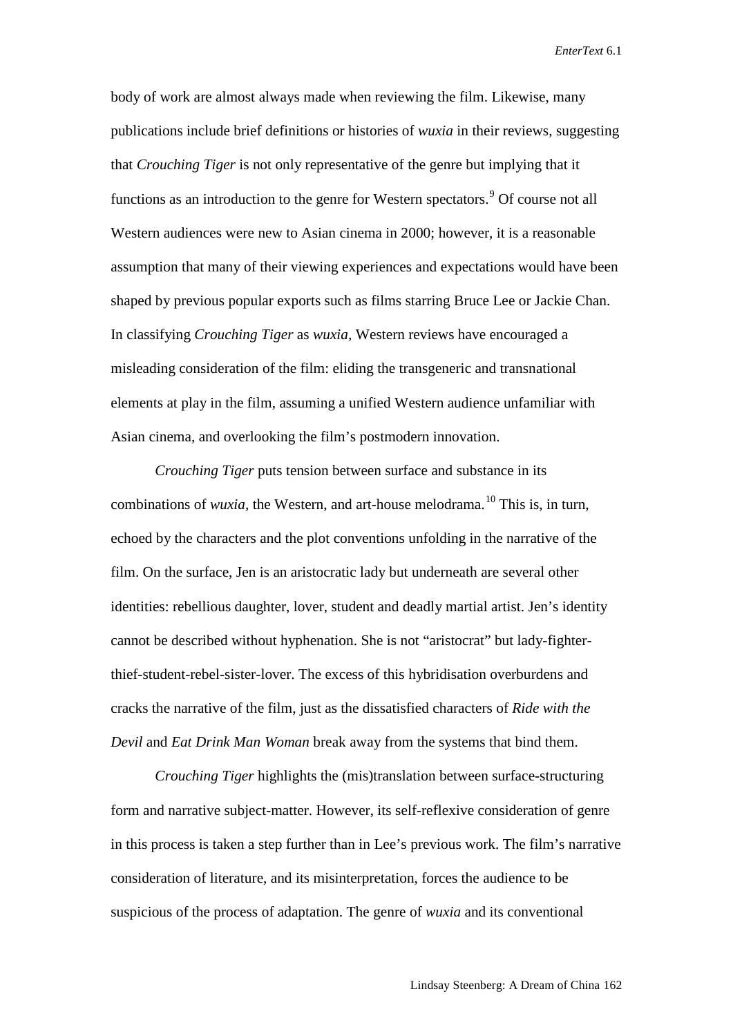body of work are almost always made when reviewing the film. Likewise, many publications include brief definitions or histories of *wuxia* in their reviews, suggesting that *Crouching Tiger* is not only representative of the genre but implying that it functions as an introduction to the genre for Western spectators.[9] Of course not all Western audiences were new to Asian cinema in 2000; however, it is a reasonable assumption that many of their viewing experiences and expectations would have been shaped by previous popular exports such as films starring Bruce Lee or Jackie Chan. In classifying *Crouching Tiger* as *wuxia,* Western reviews have encouraged a misleading consideration of the film: eliding the transgeneric and transnational elements at play in the film, assuming a unified Western audience unfamiliar with Asian cinema, and overlooking the film's postmodern innovation.

*Crouching Tiger* puts tension between surface and substance in its combinations of *wuxia,* the Western, and art-house melodrama.[10] This is, in turn, echoed by the characters and the plot conventions unfolding in the narrative of the film. On the surface, Jen is an aristocratic lady but underneath are several other identities: rebellious daughter, lover, student and deadly martial artist. Jen's identity cannot be described without hyphenation. She is not "aristocrat" but lady-fighter-thief-student-rebel-sister-lover. The excess of this hybridisation overburdens and cracks the narrative of the film, just as the dissatisfied characters of *Ride with the Devil* and *Eat Drink Man Woman* break away from the systems that bind them.

*Crouching Tiger* highlights the (mis)translation between surface-structuring form and narrative subject-matter. However, its self-reflexive consideration of genre in this process is taken a step further than in Lee's previous work. The film's narrative consideration of literature, and its misinterpretation, forces the audience to be suspicious of the process of adaptation. The genre of *wuxia* and its conventional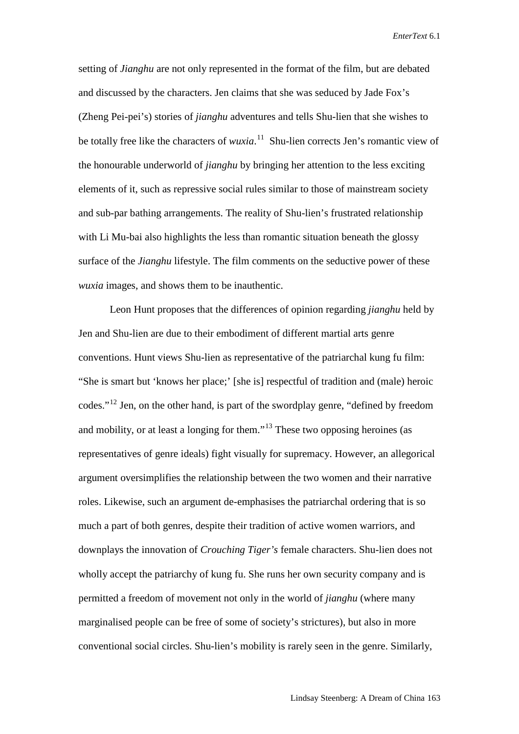setting of *Jianghu* are not only represented in the format of the film, but are debated and discussed by the characters. Jen claims that she was seduced by Jade Fox's (Zheng Pei-pei's) stories of *jianghu* adventures and tells Shu-lien that she wishes to be totally free like the characters of *wuxia*.[11] Shu-lien corrects Jen's romantic view of the honourable underworld of *jianghu* by bringing her attention to the less exciting elements of it, such as repressive social rules similar to those of mainstream society and sub-par bathing arrangements. The reality of Shu-lien's frustrated relationship with Li Mu-bai also highlights the less than romantic situation beneath the glossy surface of the *Jianghu* lifestyle. The film comments on the seductive power of these *wuxia* images, and shows them to be inauthentic.

Leon Hunt proposes that the differences of opinion regarding *jianghu* held by Jen and Shu-lien are due to their embodiment of different martial arts genre conventions. Hunt views Shu-lien as representative of the patriarchal kung fu film: "She is smart but 'knows her place;' [she is] respectful of tradition and (male) heroic codes."[12] Jen, on the other hand, is part of the swordplay genre, "defined by freedom and mobility, or at least a longing for them."[13] These two opposing heroines (as representatives of genre ideals) fight visually for supremacy. However, an allegorical argument oversimplifies the relationship between the two women and their narrative roles. Likewise, such an argument de-emphasises the patriarchal ordering that is so much a part of both genres, despite their tradition of active women warriors, and downplays the innovation of *Crouching Tiger's* female characters. Shu-lien does not wholly accept the patriarchy of kung fu. She runs her own security company and is permitted a freedom of movement not only in the world of *jianghu* (where many marginalised people can be free of some of society's strictures), but also in more conventional social circles. Shu-lien's mobility is rarely seen in the genre. Similarly,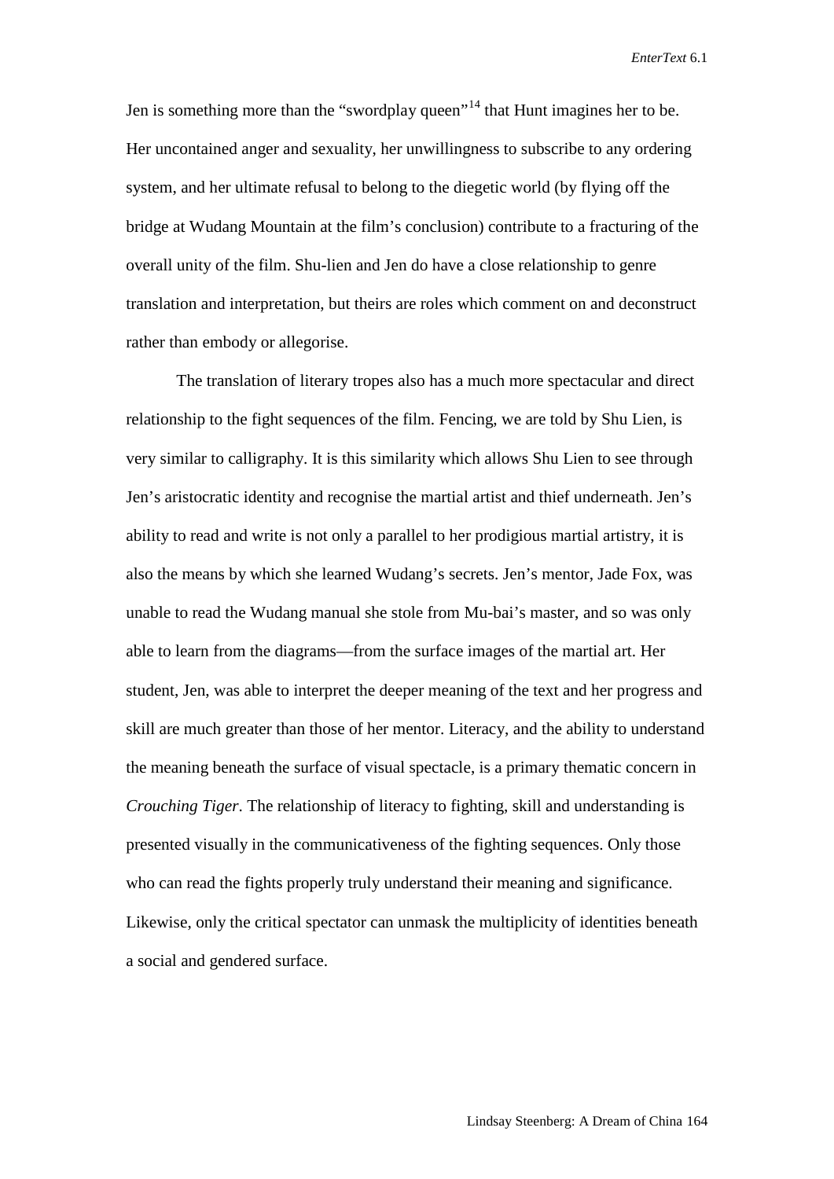Jen is something more than the "swordplay queen"[14] that Hunt imagines her to be. Her uncontained anger and sexuality, her unwillingness to subscribe to any ordering system, and her ultimate refusal to belong to the diegetic world (by flying off the bridge at Wudang Mountain at the film's conclusion) contribute to a fracturing of the overall unity of the film. Shu-lien and Jen do have a close relationship to genre translation and interpretation, but theirs are roles which comment on and deconstruct rather than embody or allegorise.

The translation of literary tropes also has a much more spectacular and direct relationship to the fight sequences of the film. Fencing, we are told by Shu Lien, is very similar to calligraphy. It is this similarity which allows Shu Lien to see through Jen's aristocratic identity and recognise the martial artist and thief underneath. Jen's ability to read and write is not only a parallel to her prodigious martial artistry, it is also the means by which she learned Wudang's secrets. Jen's mentor, Jade Fox, was unable to read the Wudang manual she stole from Mu-bai's master, and so was only able to learn from the diagrams—from the surface images of the martial art. Her student, Jen, was able to interpret the deeper meaning of the text and her progress and skill are much greater than those of her mentor. Literacy, and the ability to understand the meaning beneath the surface of visual spectacle, is a primary thematic concern in *Crouching Tiger*. The relationship of literacy to fighting, skill and understanding is presented visually in the communicativeness of the fighting sequences. Only those who can read the fights properly truly understand their meaning and significance. Likewise, only the critical spectator can unmask the multiplicity of identities beneath a social and gendered surface.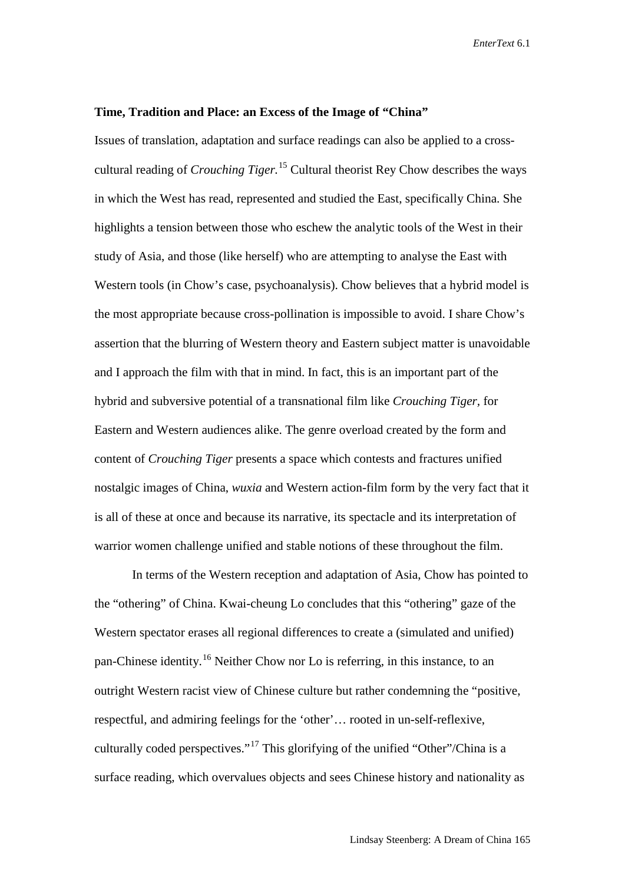**Time, Tradition and Place: an Excess of the Image of "China"**

Issues of translation, adaptation and surface readings can also be applied to a cross-cultural reading of *Crouching Tiger*.[15] Cultural theorist Rey Chow describes the ways in which the West has read, represented and studied the East, specifically China. She highlights a tension between those who eschew the analytic tools of the West in their study of Asia, and those (like herself) who are attempting to analyse the East with Western tools (in Chow's case, psychoanalysis). Chow believes that a hybrid model is the most appropriate because cross-pollination is impossible to avoid. I share Chow's assertion that the blurring of Western theory and Eastern subject matter is unavoidable and I approach the film with that in mind. In fact, this is an important part of the hybrid and subversive potential of a transnational film like *Crouching Tiger*, for Eastern and Western audiences alike. The genre overload created by the form and content of *Crouching Tiger* presents a space which contests and fractures unified nostalgic images of China, *wuxia* and Western action-film form by the very fact that it is all of these at once and because its narrative, its spectacle and its interpretation of warrior women challenge unified and stable notions of these throughout the film.

In terms of the Western reception and adaptation of Asia, Chow has pointed to the "othering" of China. Kwai-cheung Lo concludes that this "othering" gaze of the Western spectator erases all regional differences to create a (simulated and unified) pan-Chinese identity.[16] Neither Chow nor Lo is referring, in this instance, to an outright Western racist view of Chinese culture but rather condemning the "positive, respectful, and admiring feelings for the 'other'… rooted in un-self-reflexive, culturally coded perspectives."[17] This glorifying of the unified "Other"/China is a surface reading, which overvalues objects and sees Chinese history and nationality as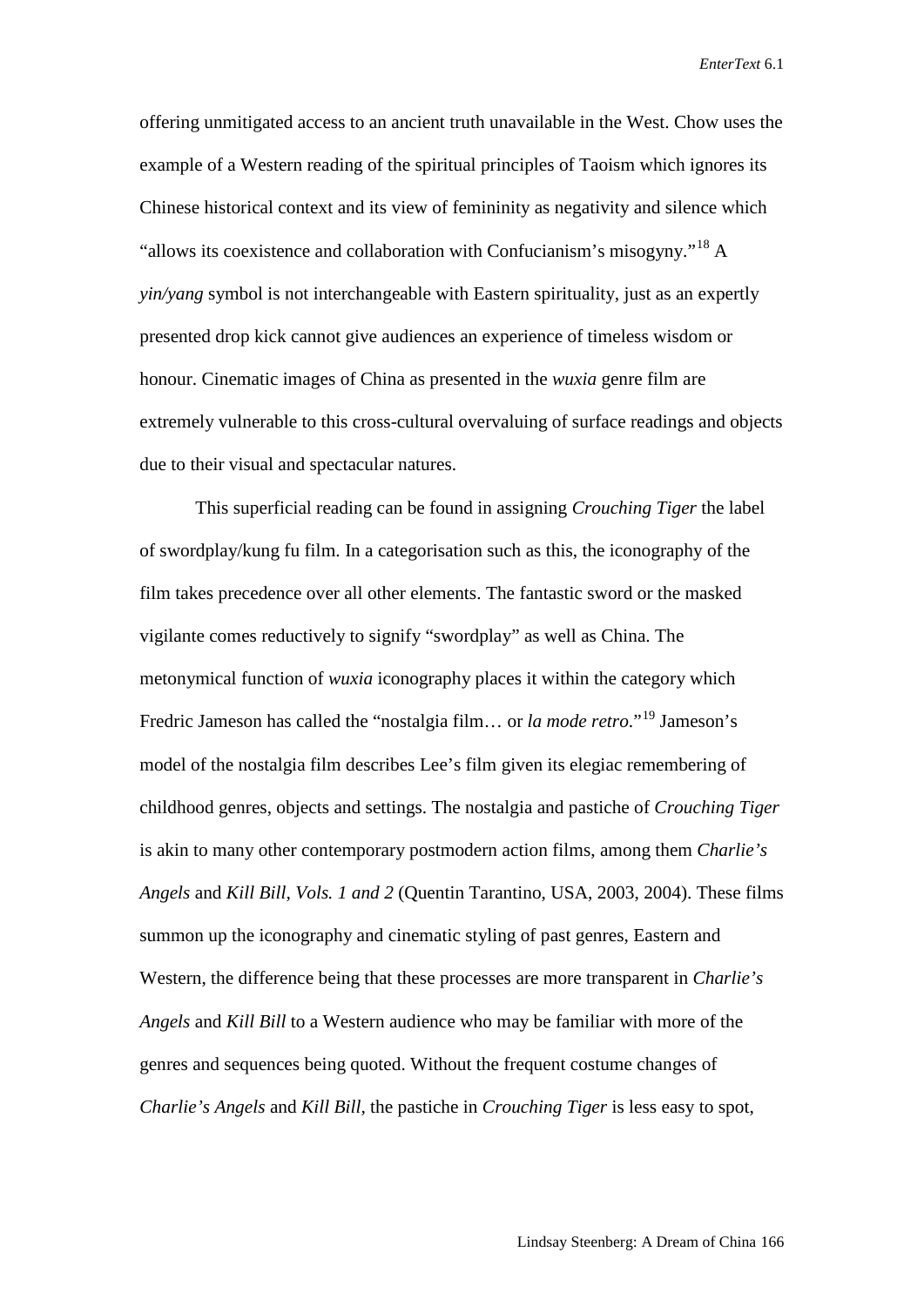offering unmitigated access to an ancient truth unavailable in the West. Chow uses the example of a Western reading of the spiritual principles of Taoism which ignores its Chinese historical context and its view of femininity as negativity and silence which "allows its coexistence and collaboration with Confucianism's misogyny."[18] A *yin/yang* symbol is not interchangeable with Eastern spirituality, just as an expertly presented drop kick cannot give audiences an experience of timeless wisdom or honour. Cinematic images of China as presented in the *wuxia* genre film are extremely vulnerable to this cross-cultural overvaluing of surface readings and objects due to their visual and spectacular natures.

This superficial reading can be found in assigning *Crouching Tiger* the label of swordplay/kung fu film. In a categorisation such as this, the iconography of the film takes precedence over all other elements. The fantastic sword or the masked vigilante comes reductively to signify "swordplay" as well as China. The metonymical function of *wuxia* iconography places it within the category which Fredric Jameson has called the "nostalgia film… or *la mode retro*."[19] Jameson's model of the nostalgia film describes Lee's film given its elegiac remembering of childhood genres, objects and settings. The nostalgia and pastiche of *Crouching Tiger* is akin to many other contemporary postmodern action films, among them *Charlie's Angels* and *Kill Bill, Vols. 1 and 2* (Quentin Tarantino, USA, 2003, 2004). These films summon up the iconography and cinematic styling of past genres, Eastern and Western, the difference being that these processes are more transparent in *Charlie's Angels* and *Kill Bill* to a Western audience who may be familiar with more of the genres and sequences being quoted. Without the frequent costume changes of *Charlie's Angels* and *Kill Bill*, the pastiche in *Crouching Tiger* is less easy to spot,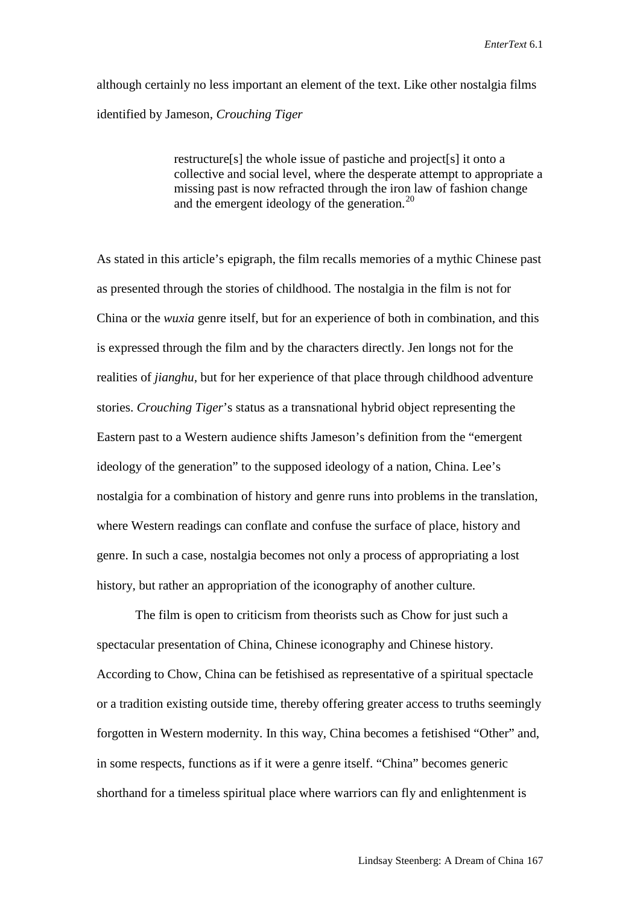although certainly no less important an element of the text. Like other nostalgia films identified by Jameson, *Crouching Tiger*

> restructure[s] the whole issue of pastiche and project[s] it onto a collective and social level, where the desperate attempt to appropriate a missing past is now refracted through the iron law of fashion change and the emergent ideology of the generation.[20]

As stated in this article's epigraph, the film recalls memories of a mythic Chinese past as presented through the stories of childhood. The nostalgia in the film is not for China or the *wuxia* genre itself, but for an experience of both in combination, and this is expressed through the film and by the characters directly. Jen longs not for the realities of *jianghu*, but for her experience of that place through childhood adventure stories. *Crouching Tiger*'s status as a transnational hybrid object representing the Eastern past to a Western audience shifts Jameson's definition from the "emergent ideology of the generation" to the supposed ideology of a nation, China. Lee's nostalgia for a combination of history and genre runs into problems in the translation, where Western readings can conflate and confuse the surface of place, history and genre. In such a case, nostalgia becomes not only a process of appropriating a lost history, but rather an appropriation of the iconography of another culture.

The film is open to criticism from theorists such as Chow for just such a spectacular presentation of China, Chinese iconography and Chinese history. According to Chow, China can be fetishised as representative of a spiritual spectacle or a tradition existing outside time, thereby offering greater access to truths seemingly forgotten in Western modernity. In this way, China becomes a fetishised "Other" and, in some respects, functions as if it were a genre itself. "China" becomes generic shorthand for a timeless spiritual place where warriors can fly and enlightenment is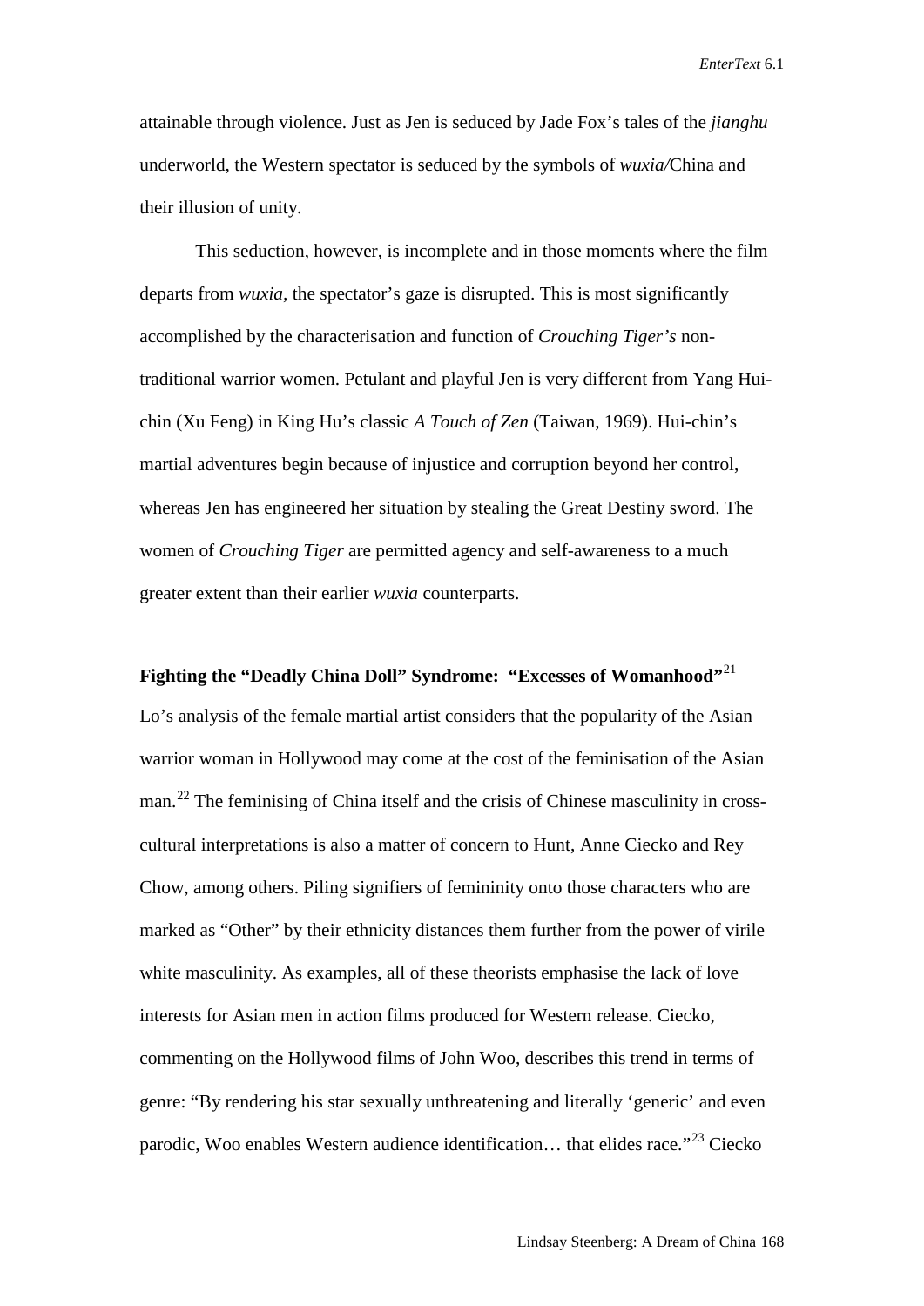attainable through violence. Just as Jen is seduced by Jade Fox's tales of the *jianghu* underworld, the Western spectator is seduced by the symbols of *wuxia/*China and their illusion of unity.

This seduction, however, is incomplete and in those moments where the film departs from *wuxia*, the spectator's gaze is disrupted. This is most significantly accomplished by the characterisation and function of *Crouching Tiger's* non-traditional warrior women. Petulant and playful Jen is very different from Yang Hui-chin (Xu Feng) in King Hu's classic *A Touch of Zen* (Taiwan, 1969). Hui-chin's martial adventures begin because of injustice and corruption beyond her control, whereas Jen has engineered her situation by stealing the Great Destiny sword. The women of *Crouching Tiger* are permitted agency and self-awareness to a much greater extent than their earlier *wuxia* counterparts.

**Fighting the "Deadly China Doll" Syndrome: "Excesses of Womanhood"**[21]

Lo's analysis of the female martial artist considers that the popularity of the Asian warrior woman in Hollywood may come at the cost of the feminisation of the Asian man.[22] The feminising of China itself and the crisis of Chinese masculinity in cross-cultural interpretations is also a matter of concern to Hunt, Anne Ciecko and Rey Chow, among others. Piling signifiers of femininity onto those characters who are marked as "Other" by their ethnicity distances them further from the power of virile white masculinity. As examples, all of these theorists emphasise the lack of love interests for Asian men in action films produced for Western release. Ciecko, commenting on the Hollywood films of John Woo, describes this trend in terms of genre: "By rendering his star sexually unthreatening and literally 'generic' and even parodic, Woo enables Western audience identification… that elides race."[23] Ciecko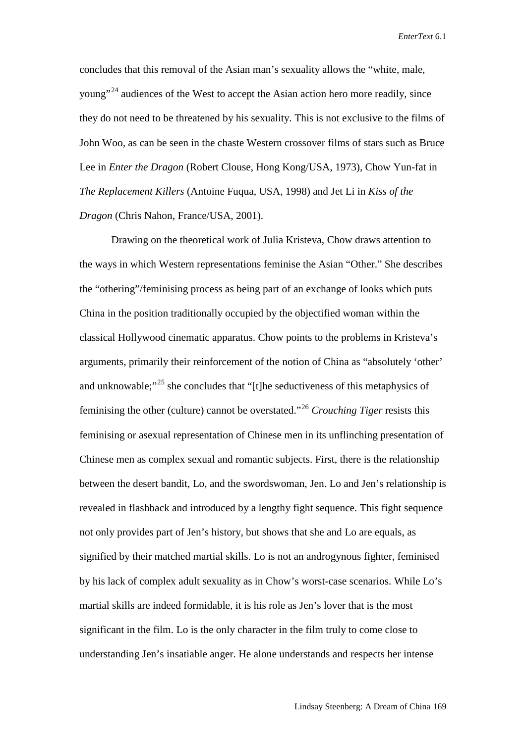concludes that this removal of the Asian man's sexuality allows the "white, male, young"[24] audiences of the West to accept the Asian action hero more readily, since they do not need to be threatened by his sexuality. This is not exclusive to the films of John Woo, as can be seen in the chaste Western crossover films of stars such as Bruce Lee in *Enter the Dragon* (Robert Clouse, Hong Kong/USA, 1973), Chow Yun-fat in *The Replacement Killers* (Antoine Fuqua, USA, 1998) and Jet Li in *Kiss of the Dragon* (Chris Nahon, France/USA, 2001).

Drawing on the theoretical work of Julia Kristeva, Chow draws attention to the ways in which Western representations feminise the Asian "Other." She describes the "othering"/feminising process as being part of an exchange of looks which puts China in the position traditionally occupied by the objectified woman within the classical Hollywood cinematic apparatus. Chow points to the problems in Kristeva's arguments, primarily their reinforcement of the notion of China as "absolutely 'other' and unknowable;"[25] she concludes that "[t]he seductiveness of this metaphysics of feminising the other (culture) cannot be overstated."[26] *Crouching Tiger* resists this feminising or asexual representation of Chinese men in its unflinching presentation of Chinese men as complex sexual and romantic subjects. First, there is the relationship between the desert bandit, Lo, and the swordswoman, Jen. Lo and Jen's relationship is revealed in flashback and introduced by a lengthy fight sequence. This fight sequence not only provides part of Jen's history, but shows that she and Lo are equals, as signified by their matched martial skills. Lo is not an androgynous fighter, feminised by his lack of complex adult sexuality as in Chow's worst-case scenarios. While Lo's martial skills are indeed formidable, it is his role as Jen's lover that is the most significant in the film. Lo is the only character in the film truly to come close to understanding Jen's insatiable anger. He alone understands and respects her intense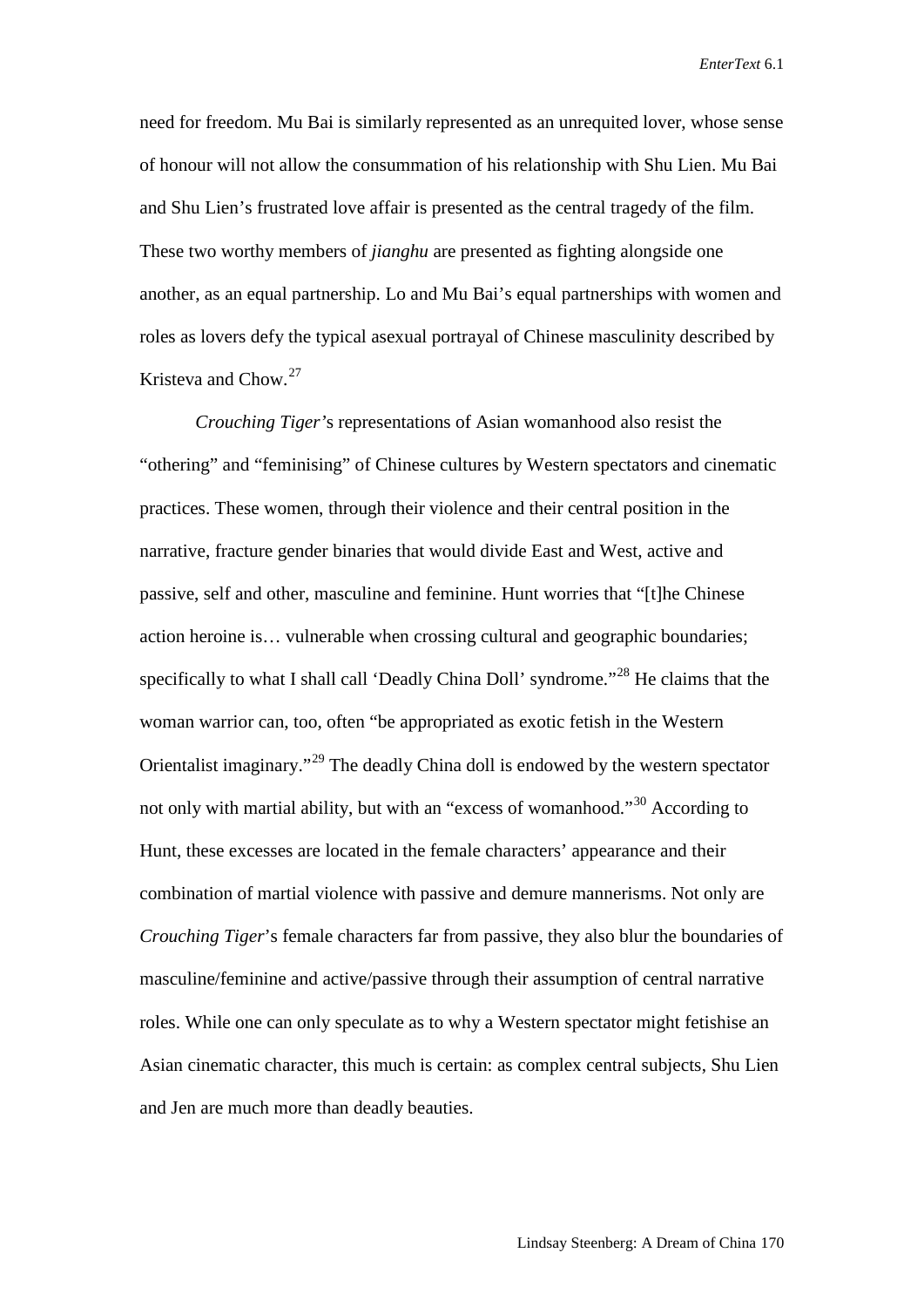need for freedom. Mu Bai is similarly represented as an unrequited lover, whose sense of honour will not allow the consummation of his relationship with Shu Lien. Mu Bai and Shu Lien's frustrated love affair is presented as the central tragedy of the film. These two worthy members of *jianghu* are presented as fighting alongside one another, as an equal partnership. Lo and Mu Bai's equal partnerships with women and roles as lovers defy the typical asexual portrayal of Chinese masculinity described by Kristeva and Chow.[27]

*Crouching Tiger*'s representations of Asian womanhood also resist the "othering" and "feminising" of Chinese cultures by Western spectators and cinematic practices. These women, through their violence and their central position in the narrative, fracture gender binaries that would divide East and West, active and passive, self and other, masculine and feminine. Hunt worries that "[t]he Chinese action heroine is… vulnerable when crossing cultural and geographic boundaries; specifically to what I shall call 'Deadly China Doll' syndrome."[28] He claims that the woman warrior can, too, often "be appropriated as exotic fetish in the Western Orientalist imaginary."[29] The deadly China doll is endowed by the western spectator not only with martial ability, but with an "excess of womanhood."[30] According to Hunt, these excesses are located in the female characters' appearance and their combination of martial violence with passive and demure mannerisms. Not only are *Crouching Tiger*'s female characters far from passive, they also blur the boundaries of masculine/feminine and active/passive through their assumption of central narrative roles. While one can only speculate as to why a Western spectator might fetishise an Asian cinematic character, this much is certain: as complex central subjects, Shu Lien and Jen are much more than deadly beauties.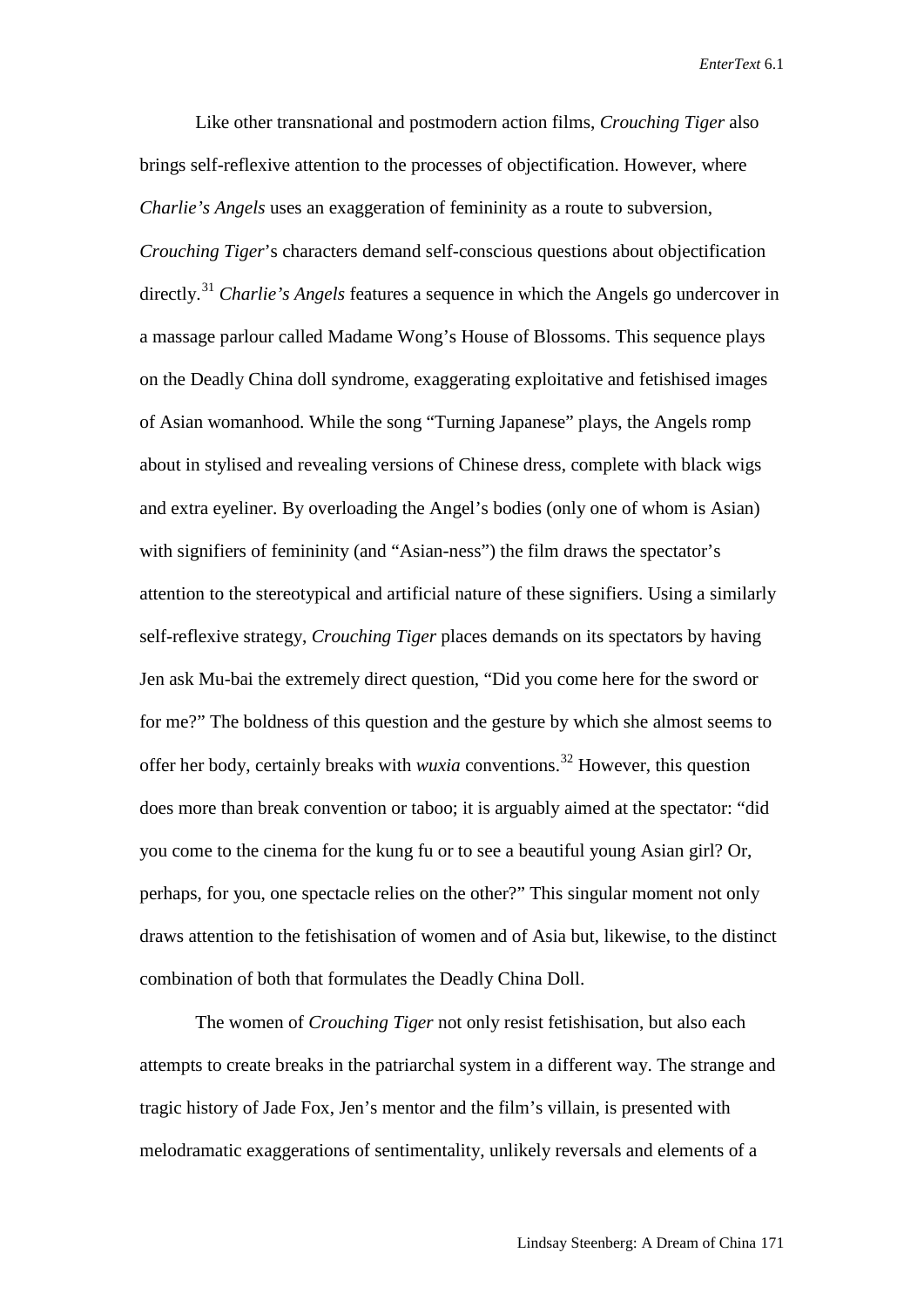Like other transnational and postmodern action films, *Crouching Tiger* also brings self-reflexive attention to the processes of objectification. However, where *Charlie's Angels* uses an exaggeration of femininity as a route to subversion, *Crouching Tiger*'s characters demand self-conscious questions about objectification directly.[31] *Charlie's Angels* features a sequence in which the Angels go undercover in a massage parlour called Madame Wong's House of Blossoms. This sequence plays on the Deadly China doll syndrome, exaggerating exploitative and fetishised images of Asian womanhood. While the song "Turning Japanese" plays, the Angels romp about in stylised and revealing versions of Chinese dress, complete with black wigs and extra eyeliner. By overloading the Angel's bodies (only one of whom is Asian) with signifiers of femininity (and "Asian-ness") the film draws the spectator's attention to the stereotypical and artificial nature of these signifiers. Using a similarly self-reflexive strategy, *Crouching Tiger* places demands on its spectators by having Jen ask Mu-bai the extremely direct question, "Did you come here for the sword or for me?" The boldness of this question and the gesture by which she almost seems to offer her body, certainly breaks with *wuxia* conventions.[32] However, this question does more than break convention or taboo; it is arguably aimed at the spectator: "did you come to the cinema for the kung fu or to see a beautiful young Asian girl? Or, perhaps, for you, one spectacle relies on the other?" This singular moment not only draws attention to the fetishisation of women and of Asia but, likewise, to the distinct combination of both that formulates the Deadly China Doll.

The women of *Crouching Tiger* not only resist fetishisation, but also each attempts to create breaks in the patriarchal system in a different way. The strange and tragic history of Jade Fox, Jen's mentor and the film's villain, is presented with melodramatic exaggerations of sentimentality, unlikely reversals and elements of a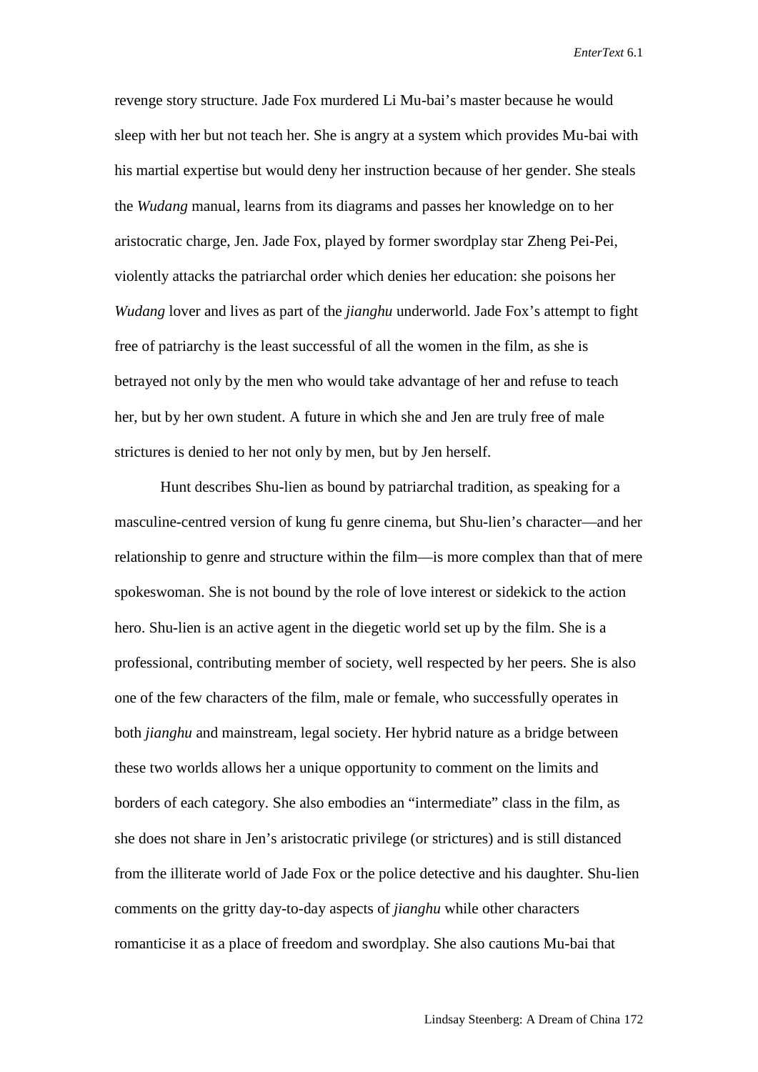revenge story structure. Jade Fox murdered Li Mu-bai's master because he would sleep with her but not teach her. She is angry at a system which provides Mu-bai with his martial expertise but would deny her instruction because of her gender. She steals the *Wudang* manual, learns from its diagrams and passes her knowledge on to her aristocratic charge, Jen. Jade Fox, played by former swordplay star Zheng Pei-Pei, violently attacks the patriarchal order which denies her education: she poisons her *Wudang* lover and lives as part of the *jianghu* underworld. Jade Fox's attempt to fight free of patriarchy is the least successful of all the women in the film, as she is betrayed not only by the men who would take advantage of her and refuse to teach her, but by her own student. A future in which she and Jen are truly free of male strictures is denied to her not only by men, but by Jen herself.

Hunt describes Shu-lien as bound by patriarchal tradition, as speaking for a masculine-centred version of kung fu genre cinema, but Shu-lien's character—and her relationship to genre and structure within the film—is more complex than that of mere spokeswoman. She is not bound by the role of love interest or sidekick to the action hero. Shu-lien is an active agent in the diegetic world set up by the film. She is a professional, contributing member of society, well respected by her peers. She is also one of the few characters of the film, male or female, who successfully operates in both *jianghu* and mainstream, legal society. Her hybrid nature as a bridge between these two worlds allows her a unique opportunity to comment on the limits and borders of each category. She also embodies an "intermediate" class in the film, as she does not share in Jen's aristocratic privilege (or strictures) and is still distanced from the illiterate world of Jade Fox or the police detective and his daughter. Shu-lien comments on the gritty day-to-day aspects of *jianghu* while other characters romanticise it as a place of freedom and swordplay. She also cautions Mu-bai that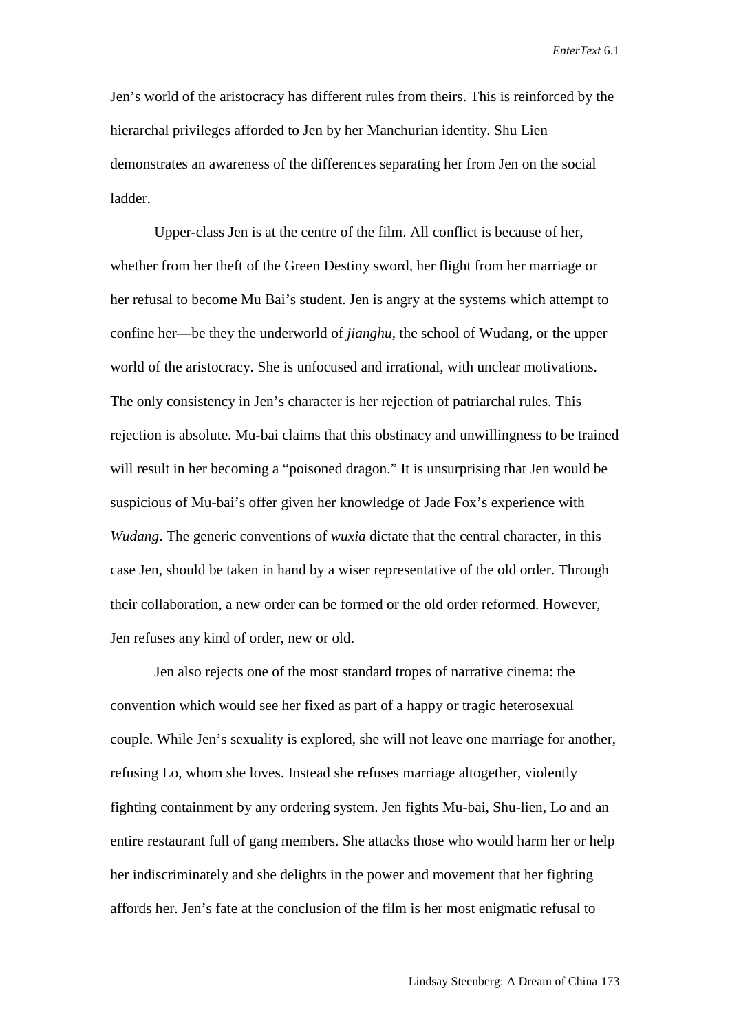Jen's world of the aristocracy has different rules from theirs. This is reinforced by the hierarchal privileges afforded to Jen by her Manchurian identity. Shu Lien demonstrates an awareness of the differences separating her from Jen on the social ladder.

Upper-class Jen is at the centre of the film. All conflict is because of her, whether from her theft of the Green Destiny sword, her flight from her marriage or her refusal to become Mu Bai's student. Jen is angry at the systems which attempt to confine her—be they the underworld of *jianghu*, the school of Wudang, or the upper world of the aristocracy. She is unfocused and irrational, with unclear motivations. The only consistency in Jen's character is her rejection of patriarchal rules. This rejection is absolute. Mu-bai claims that this obstinacy and unwillingness to be trained will result in her becoming a "poisoned dragon." It is unsurprising that Jen would be suspicious of Mu-bai's offer given her knowledge of Jade Fox's experience with *Wudang*. The generic conventions of *wuxia* dictate that the central character, in this case Jen, should be taken in hand by a wiser representative of the old order. Through their collaboration, a new order can be formed or the old order reformed. However, Jen refuses any kind of order, new or old.

Jen also rejects one of the most standard tropes of narrative cinema: the convention which would see her fixed as part of a happy or tragic heterosexual couple. While Jen's sexuality is explored, she will not leave one marriage for another, refusing Lo, whom she loves. Instead she refuses marriage altogether, violently fighting containment by any ordering system. Jen fights Mu-bai, Shu-lien, Lo and an entire restaurant full of gang members. She attacks those who would harm her or help her indiscriminately and she delights in the power and movement that her fighting affords her. Jen's fate at the conclusion of the film is her most enigmatic refusal to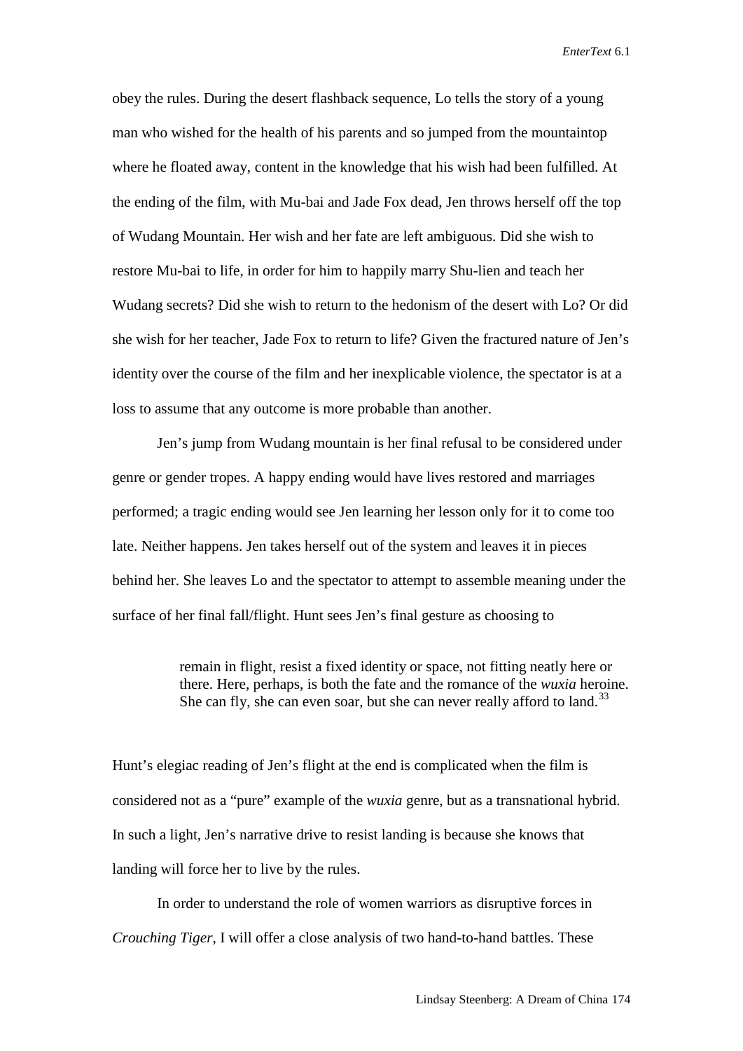obey the rules. During the desert flashback sequence, Lo tells the story of a young man who wished for the health of his parents and so jumped from the mountaintop where he floated away, content in the knowledge that his wish had been fulfilled. At the ending of the film, with Mu-bai and Jade Fox dead, Jen throws herself off the top of Wudang Mountain. Her wish and her fate are left ambiguous. Did she wish to restore Mu-bai to life, in order for him to happily marry Shu-lien and teach her Wudang secrets? Did she wish to return to the hedonism of the desert with Lo? Or did she wish for her teacher, Jade Fox to return to life? Given the fractured nature of Jen's identity over the course of the film and her inexplicable violence, the spectator is at a loss to assume that any outcome is more probable than another.

Jen's jump from Wudang mountain is her final refusal to be considered under genre or gender tropes. A happy ending would have lives restored and marriages performed; a tragic ending would see Jen learning her lesson only for it to come too late. Neither happens. Jen takes herself out of the system and leaves it in pieces behind her. She leaves Lo and the spectator to attempt to assemble meaning under the surface of her final fall/flight. Hunt sees Jen's final gesture as choosing to

> remain in flight, resist a fixed identity or space, not fitting neatly here or there. Here, perhaps, is both the fate and the romance of the *wuxia* heroine. She can fly, she can even soar, but she can never really afford to land.[33]

Hunt's elegiac reading of Jen's flight at the end is complicated when the film is considered not as a "pure" example of the *wuxia* genre, but as a transnational hybrid. In such a light, Jen's narrative drive to resist landing is because she knows that landing will force her to live by the rules.

In order to understand the role of women warriors as disruptive forces in *Crouching Tiger*, I will offer a close analysis of two hand-to-hand battles. These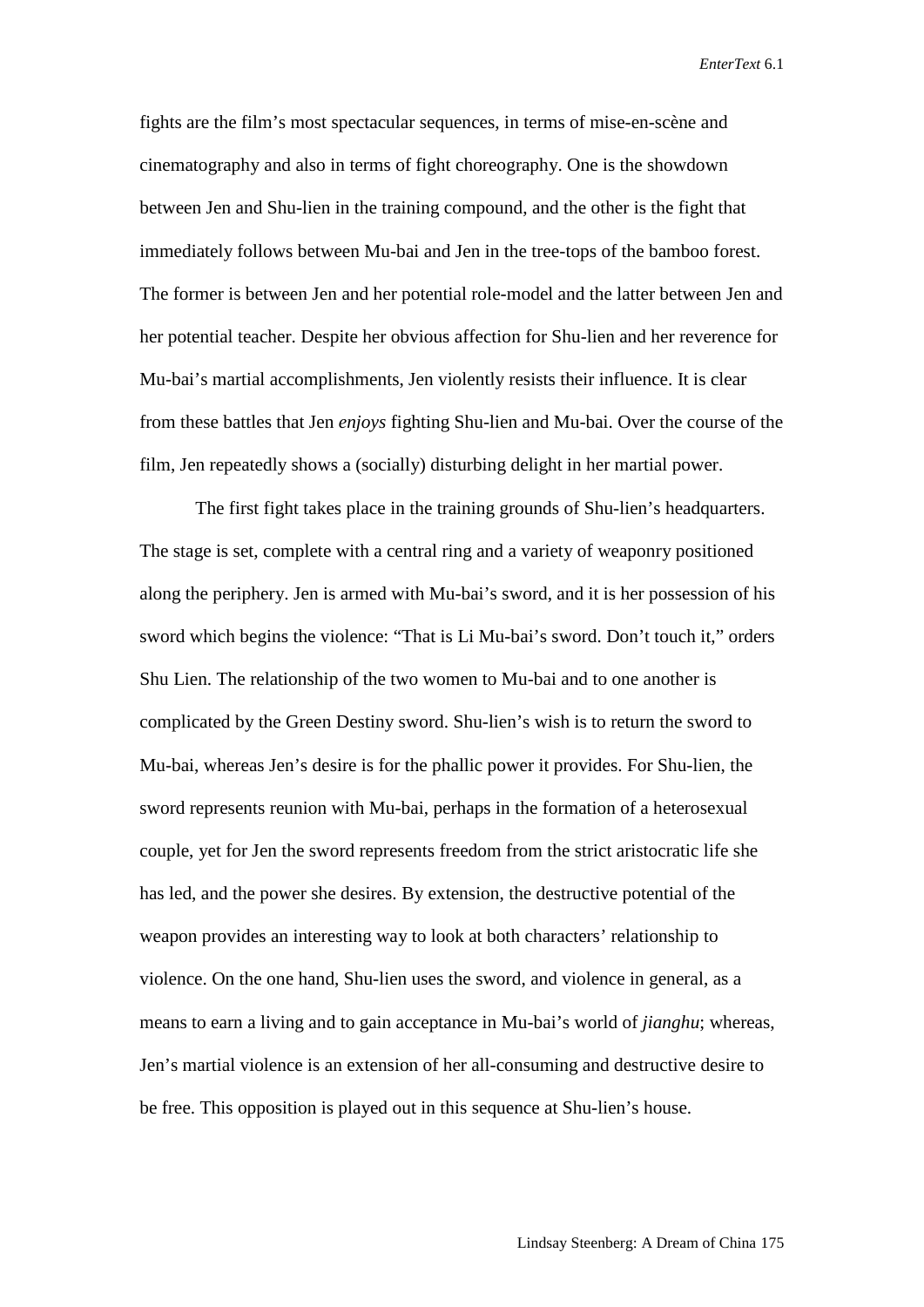fights are the film's most spectacular sequences, in terms of mise-en-scène and cinematography and also in terms of fight choreography. One is the showdown between Jen and Shu-lien in the training compound, and the other is the fight that immediately follows between Mu-bai and Jen in the tree-tops of the bamboo forest. The former is between Jen and her potential role-model and the latter between Jen and her potential teacher. Despite her obvious affection for Shu-lien and her reverence for Mu-bai's martial accomplishments, Jen violently resists their influence. It is clear from these battles that Jen *enjoys* fighting Shu-lien and Mu-bai. Over the course of the film, Jen repeatedly shows a (socially) disturbing delight in her martial power.

The first fight takes place in the training grounds of Shu-lien's headquarters. The stage is set, complete with a central ring and a variety of weaponry positioned along the periphery. Jen is armed with Mu-bai's sword, and it is her possession of his sword which begins the violence: "That is Li Mu-bai's sword. Don't touch it," orders Shu Lien. The relationship of the two women to Mu-bai and to one another is complicated by the Green Destiny sword. Shu-lien's wish is to return the sword to Mu-bai, whereas Jen's desire is for the phallic power it provides. For Shu-lien, the sword represents reunion with Mu-bai, perhaps in the formation of a heterosexual couple, yet for Jen the sword represents freedom from the strict aristocratic life she has led, and the power she desires. By extension, the destructive potential of the weapon provides an interesting way to look at both characters' relationship to violence. On the one hand, Shu-lien uses the sword, and violence in general, as a means to earn a living and to gain acceptance in Mu-bai's world of *jianghu*; whereas, Jen's martial violence is an extension of her all-consuming and destructive desire to be free. This opposition is played out in this sequence at Shu-lien's house.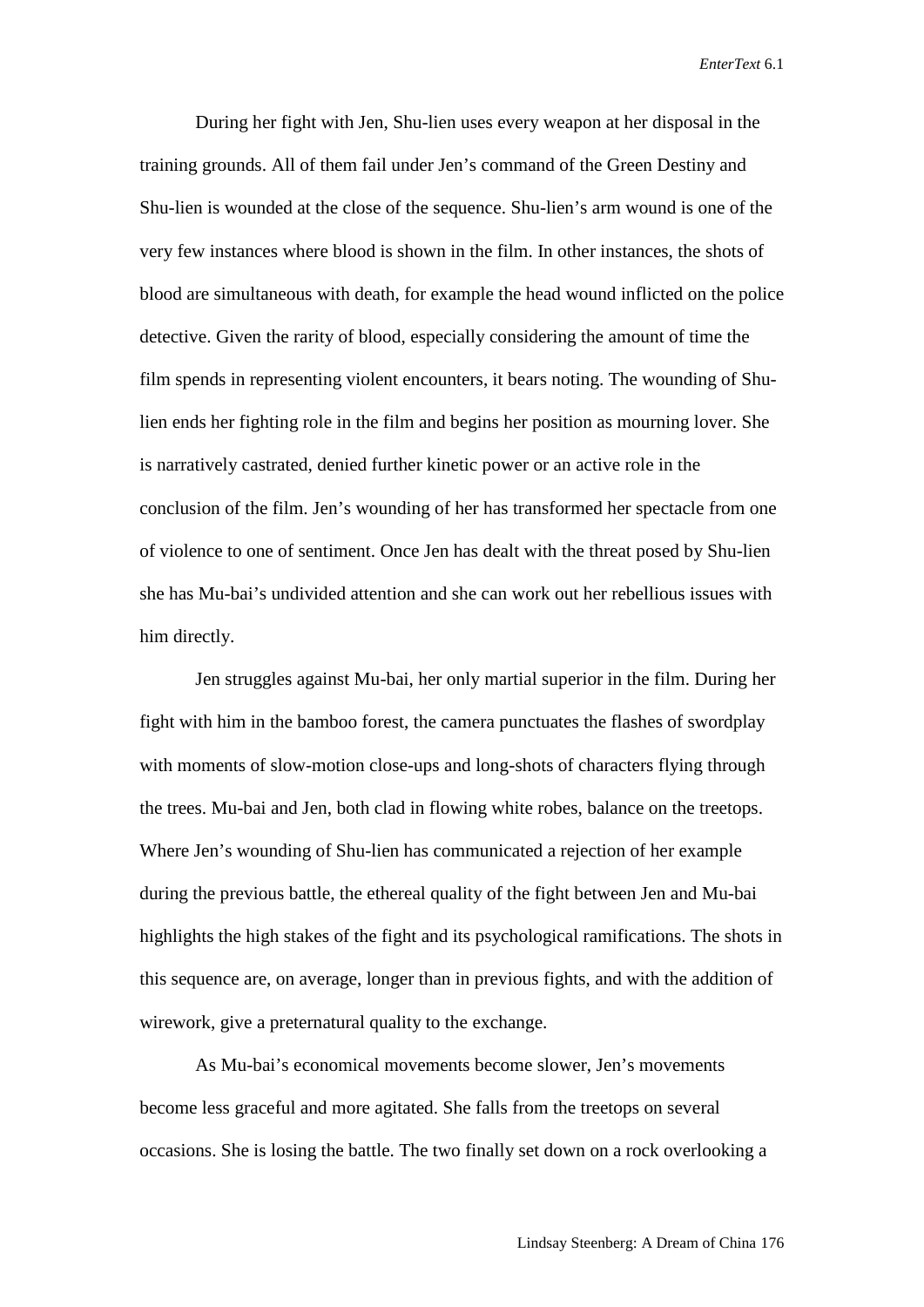During her fight with Jen, Shu-lien uses every weapon at her disposal in the training grounds. All of them fail under Jen's command of the Green Destiny and Shu-lien is wounded at the close of the sequence. Shu-lien's arm wound is one of the very few instances where blood is shown in the film. In other instances, the shots of blood are simultaneous with death, for example the head wound inflicted on the police detective. Given the rarity of blood, especially considering the amount of time the film spends in representing violent encounters, it bears noting. The wounding of Shu-lien ends her fighting role in the film and begins her position as mourning lover. She is narratively castrated, denied further kinetic power or an active role in the conclusion of the film. Jen's wounding of her has transformed her spectacle from one of violence to one of sentiment. Once Jen has dealt with the threat posed by Shu-lien she has Mu-bai's undivided attention and she can work out her rebellious issues with him directly.

Jen struggles against Mu-bai, her only martial superior in the film. During her fight with him in the bamboo forest, the camera punctuates the flashes of swordplay with moments of slow-motion close-ups and long-shots of characters flying through the trees. Mu-bai and Jen, both clad in flowing white robes, balance on the treetops. Where Jen's wounding of Shu-lien has communicated a rejection of her example during the previous battle, the ethereal quality of the fight between Jen and Mu-bai highlights the high stakes of the fight and its psychological ramifications. The shots in this sequence are, on average, longer than in previous fights, and with the addition of wirework, give a preternatural quality to the exchange.

As Mu-bai's economical movements become slower, Jen's movements become less graceful and more agitated. She falls from the treetops on several occasions. She is losing the battle. The two finally set down on a rock overlooking a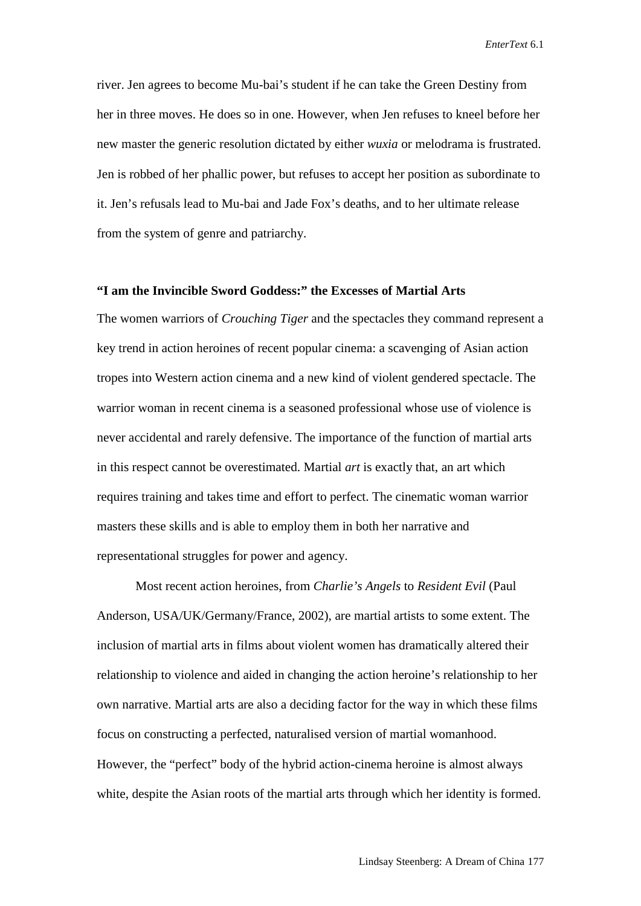river. Jen agrees to become Mu-bai's student if he can take the Green Destiny from her in three moves. He does so in one. However, when Jen refuses to kneel before her new master the generic resolution dictated by either *wuxia* or melodrama is frustrated. Jen is robbed of her phallic power, but refuses to accept her position as subordinate to it. Jen's refusals lead to Mu-bai and Jade Fox's deaths, and to her ultimate release from the system of genre and patriarchy.

**"I am the Invincible Sword Goddess:" the Excesses of Martial Arts**

The women warriors of *Crouching Tiger* and the spectacles they command represent a key trend in action heroines of recent popular cinema: a scavenging of Asian action tropes into Western action cinema and a new kind of violent gendered spectacle. The warrior woman in recent cinema is a seasoned professional whose use of violence is never accidental and rarely defensive. The importance of the function of martial arts in this respect cannot be overestimated. Martial *art* is exactly that, an art which requires training and takes time and effort to perfect. The cinematic woman warrior masters these skills and is able to employ them in both her narrative and representational struggles for power and agency.

Most recent action heroines, from *Charlie's Angels* to *Resident Evil* (Paul Anderson, USA/UK/Germany/France, 2002), are martial artists to some extent. The inclusion of martial arts in films about violent women has dramatically altered their relationship to violence and aided in changing the action heroine's relationship to her own narrative. Martial arts are also a deciding factor for the way in which these films focus on constructing a perfected, naturalised version of martial womanhood. However, the "perfect" body of the hybrid action-cinema heroine is almost always white, despite the Asian roots of the martial arts through which her identity is formed.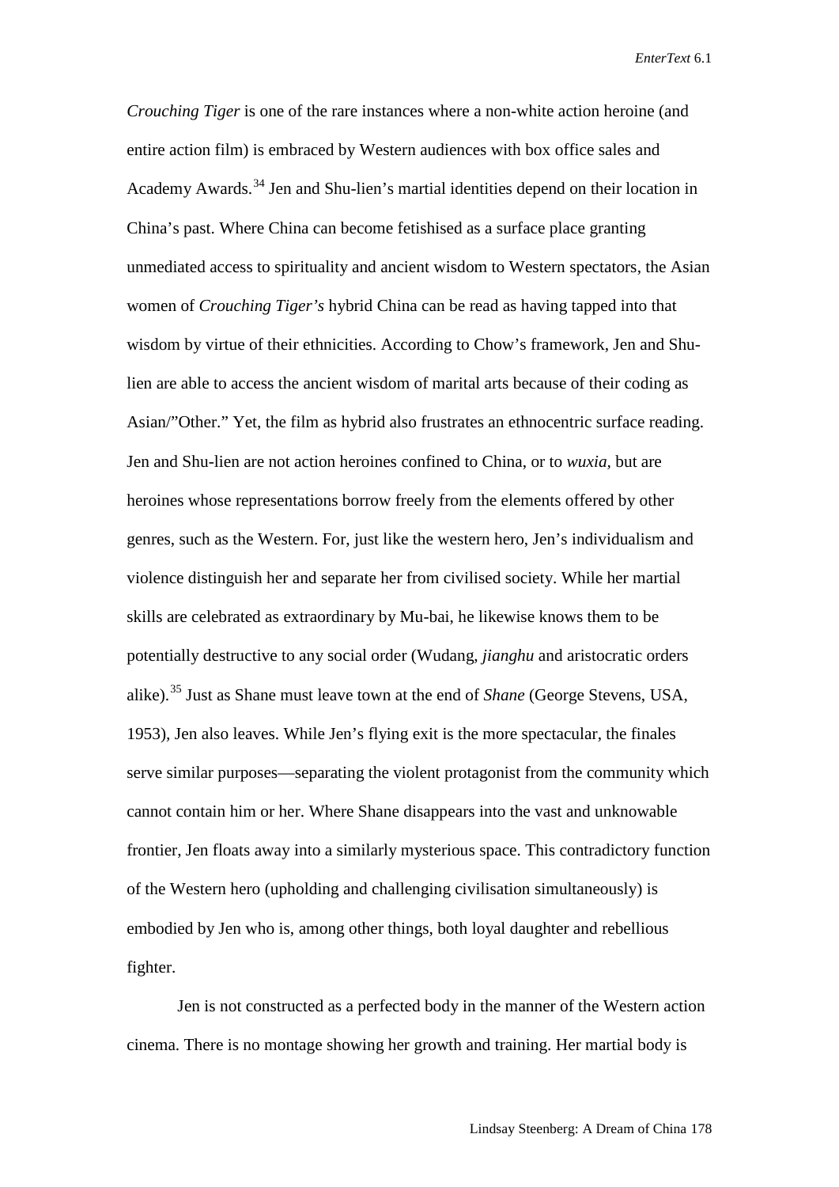*Crouching Tiger* is one of the rare instances where a non-white action heroine (and entire action film) is embraced by Western audiences with box office sales and Academy Awards.[34] Jen and Shu-lien's martial identities depend on their location in China's past. Where China can become fetishised as a surface place granting unmediated access to spirituality and ancient wisdom to Western spectators, the Asian women of *Crouching Tiger's* hybrid China can be read as having tapped into that wisdom by virtue of their ethnicities. According to Chow's framework, Jen and Shu-lien are able to access the ancient wisdom of marital arts because of their coding as Asian/"Other." Yet, the film as hybrid also frustrates an ethnocentric surface reading. Jen and Shu-lien are not action heroines confined to China, or to *wuxia*, but are heroines whose representations borrow freely from the elements offered by other genres, such as the Western. For, just like the western hero, Jen's individualism and violence distinguish her and separate her from civilised society. While her martial skills are celebrated as extraordinary by Mu-bai, he likewise knows them to be potentially destructive to any social order (Wudang, *jianghu* and aristocratic orders alike).[35] Just as Shane must leave town at the end of *Shane* (George Stevens, USA, 1953), Jen also leaves. While Jen's flying exit is the more spectacular, the finales serve similar purposes—separating the violent protagonist from the community which cannot contain him or her. Where Shane disappears into the vast and unknowable frontier, Jen floats away into a similarly mysterious space. This contradictory function of the Western hero (upholding and challenging civilisation simultaneously) is embodied by Jen who is, among other things, both loyal daughter and rebellious fighter.

Jen is not constructed as a perfected body in the manner of the Western action cinema. There is no montage showing her growth and training. Her martial body is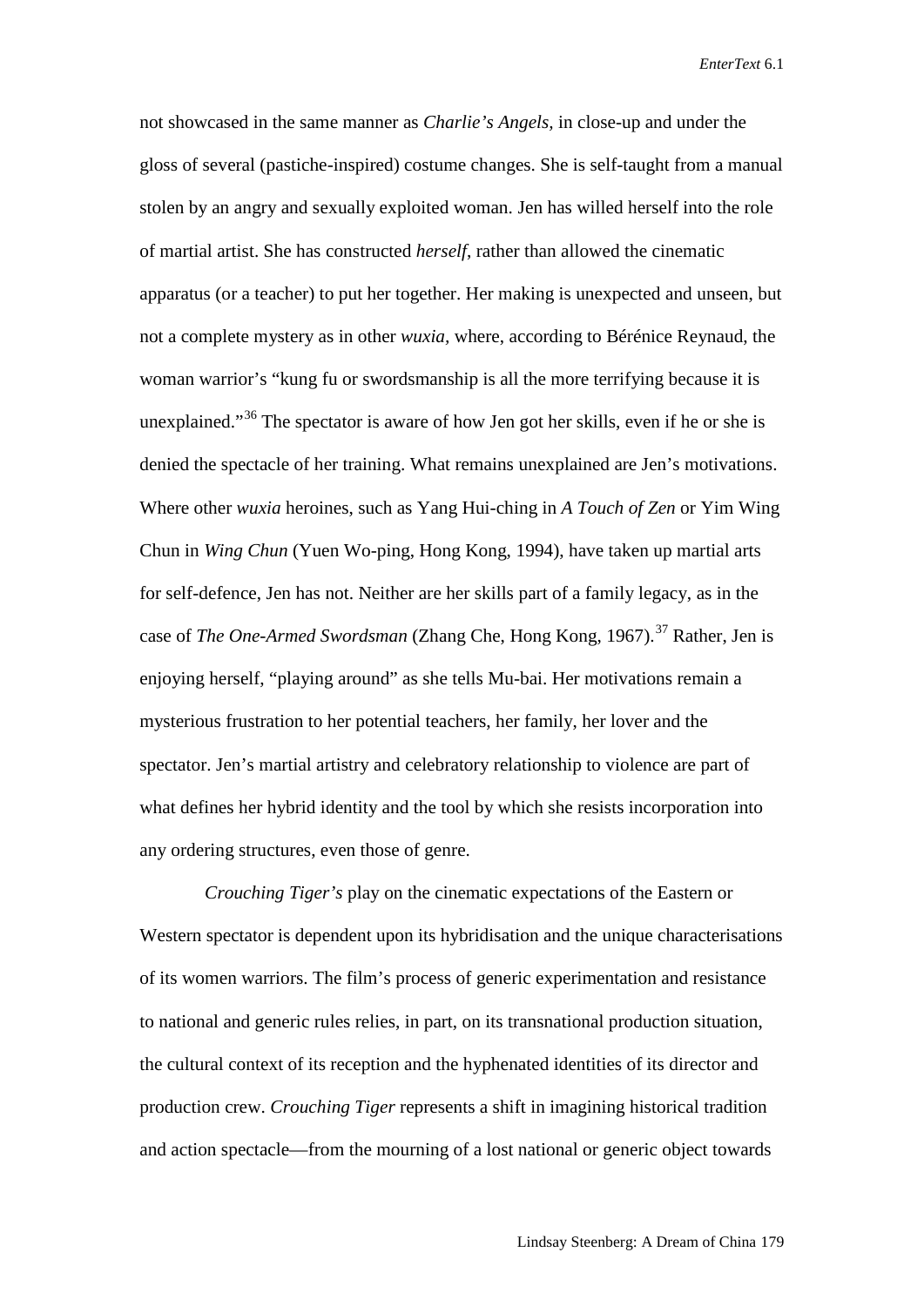not showcased in the same manner as *Charlie's Angels*, in close-up and under the gloss of several (pastiche-inspired) costume changes. She is self-taught from a manual stolen by an angry and sexually exploited woman. Jen has willed herself into the role of martial artist. She has constructed *herself*, rather than allowed the cinematic apparatus (or a teacher) to put her together. Her making is unexpected and unseen, but not a complete mystery as in other *wuxia*, where, according to Bérénice Reynaud, the woman warrior's "kung fu or swordsmanship is all the more terrifying because it is unexplained."[36] The spectator is aware of how Jen got her skills, even if he or she is denied the spectacle of her training. What remains unexplained are Jen's motivations. Where other *wuxia* heroines, such as Yang Hui-ching in *A Touch of Zen* or Yim Wing Chun in *Wing Chun* (Yuen Wo-ping, Hong Kong, 1994), have taken up martial arts for self-defence, Jen has not. Neither are her skills part of a family legacy, as in the case of *The One-Armed Swordsman* (Zhang Che, Hong Kong, 1967).[37] Rather, Jen is enjoying herself, "playing around" as she tells Mu-bai. Her motivations remain a mysterious frustration to her potential teachers, her family, her lover and the spectator. Jen's martial artistry and celebratory relationship to violence are part of what defines her hybrid identity and the tool by which she resists incorporation into any ordering structures, even those of genre.

*Crouching Tiger's* play on the cinematic expectations of the Eastern or Western spectator is dependent upon its hybridisation and the unique characterisations of its women warriors. The film's process of generic experimentation and resistance to national and generic rules relies, in part, on its transnational production situation, the cultural context of its reception and the hyphenated identities of its director and production crew. *Crouching Tiger* represents a shift in imagining historical tradition and action spectacle—from the mourning of a lost national or generic object towards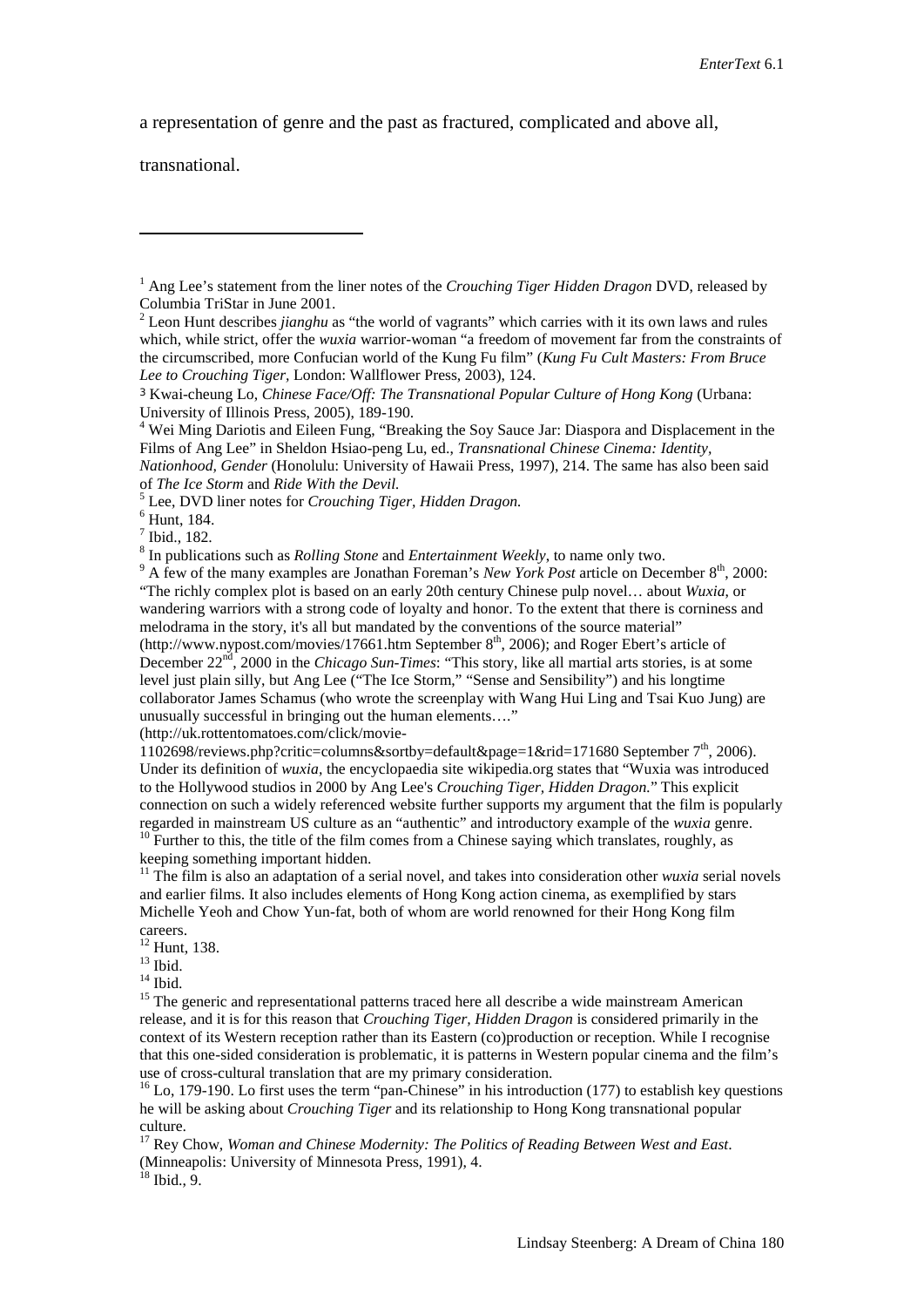a representation of genre and the past as fractured, complicated and above all, transnational.

---

[1] Ang Lee's statement from the liner notes of the *Crouching Tiger Hidden Dragon* DVD, released by Columbia TriStar in June 2001.

[2] Leon Hunt describes *jianghu* as "the world of vagrants" which carries with it its own laws and rules which, while strict, offer the *wuxia* warrior-woman "a freedom of movement far from the constraints of the circumscribed, more Confucian world of the Kung Fu film" (*Kung Fu Cult Masters: From Bruce Lee to Crouching Tiger*, London: Wallflower Press, 2003), 124.

[3] Kwai-cheung Lo, *Chinese Face/Off: The Transnational Popular Culture of Hong Kong* (Urbana: University of Illinois Press, 2005), 189-190.

[4] Wei Ming Dariotis and Eileen Fung, "Breaking the Soy Sauce Jar: Diaspora and Displacement in the Films of Ang Lee" in Sheldon Hsiao-peng Lu, ed., *Transnational Chinese Cinema: Identity, Nationhood, Gender* (Honolulu: University of Hawaii Press, 1997), 214. The same has also been said of *The Ice Storm* and *Ride With the Devil.*

[5] Lee, DVD liner notes for *Crouching Tiger, Hidden Dragon.*

[6] Hunt, 184.

[7] Ibid., 182.

[8] In publications such as *Rolling Stone* and *Entertainment Weekly*, to name only two.

[9] A few of the many examples are Jonathan Foreman's *New York Post* article on December 8th, 2000: "The richly complex plot is based on an early 20th century Chinese pulp novel… about *Wuxia*, or wandering warriors with a strong code of loyalty and honor. To the extent that there is corniness and melodrama in the story, it's all but mandated by the conventions of the source material" (http://www.nypost.com/movies/17661.htm September 8th, 2006); and Roger Ebert's article of December 22nd, 2000 in the *Chicago Sun-Times*: "This story, like all martial arts stories, is at some level just plain silly, but Ang Lee ("The Ice Storm," "Sense and Sensibility") and his longtime collaborator James Schamus (who wrote the screenplay with Wang Hui Ling and Tsai Kuo Jung) are unusually successful in bringing out the human elements…." (http://uk.rottentomatoes.com/click/movie-1102698/reviews.php?critic=columns&sortby=default&page=1&rid=171680 September 7th, 2006). Under its definition of *wuxia*, the encyclopaedia site wikipedia.org states that "Wuxia was introduced to the Hollywood studios in 2000 by Ang Lee's *Crouching Tiger, Hidden Dragon.*" This explicit connection on such a widely referenced website further supports my argument that the film is popularly regarded in mainstream US culture as an "authentic" and introductory example of the *wuxia* genre.

[10] Further to this, the title of the film comes from a Chinese saying which translates, roughly, as keeping something important hidden.

[11] The film is also an adaptation of a serial novel, and takes into consideration other *wuxia* serial novels and earlier films. It also includes elements of Hong Kong action cinema, as exemplified by stars Michelle Yeoh and Chow Yun-fat, both of whom are world renowned for their Hong Kong film careers.

[12] Hunt, 138.

[13] Ibid.

[14] Ibid.

[15] The generic and representational patterns traced here all describe a wide mainstream American release, and it is for this reason that *Crouching Tiger, Hidden Dragon* is considered primarily in the context of its Western reception rather than its Eastern (co)production or reception. While I recognise that this one-sided consideration is problematic, it is patterns in Western popular cinema and the film's use of cross-cultural translation that are my primary consideration.

[16] Lo, 179-190. Lo first uses the term "pan-Chinese" in his introduction (177) to establish key questions he will be asking about *Crouching Tiger* and its relationship to Hong Kong transnational popular culture.

[17] Rey Chow, *Woman and Chinese Modernity: The Politics of Reading Between West and East*. (Minneapolis: University of Minnesota Press, 1991), 4.

[18] Ibid., 9.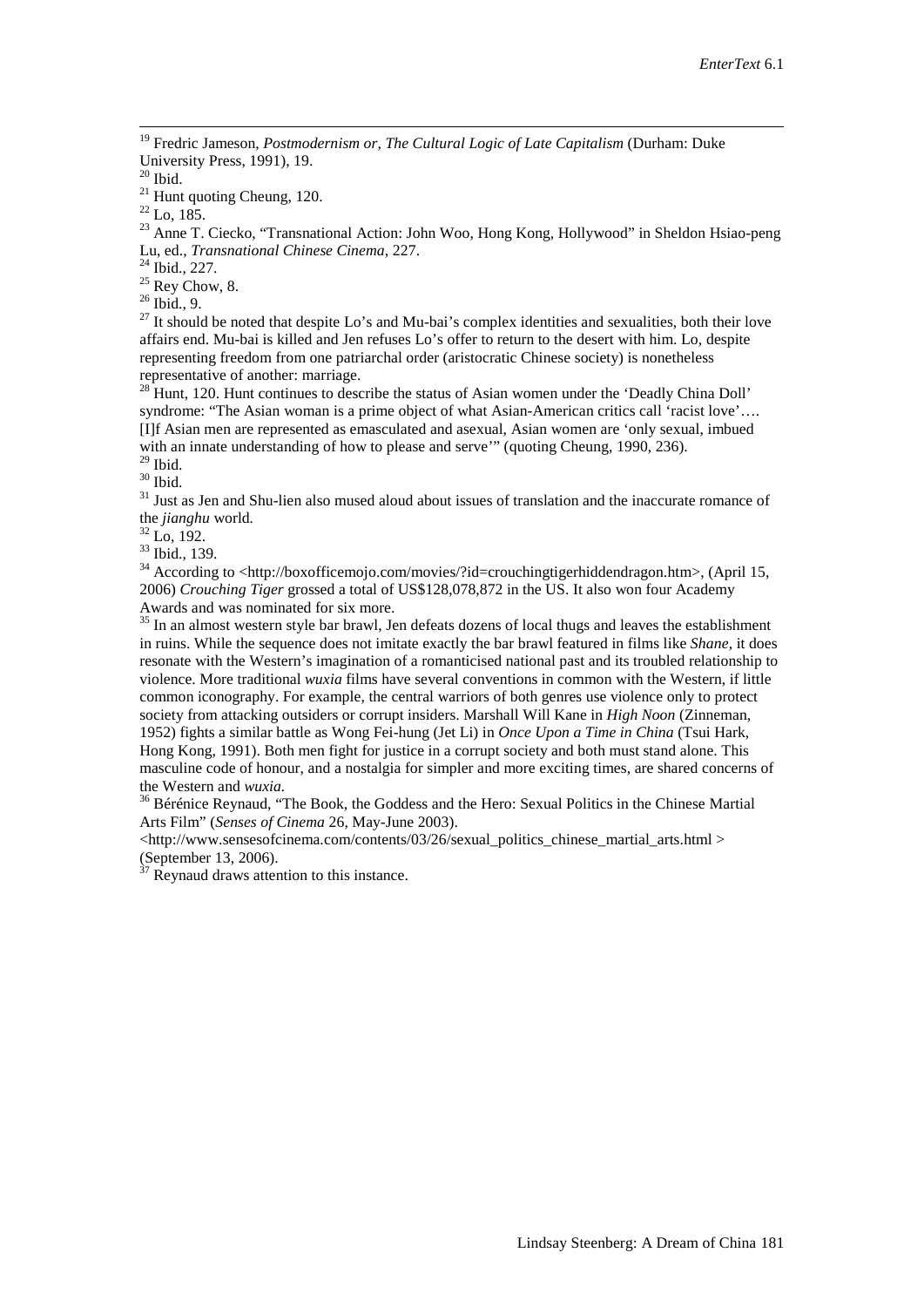[19] Fredric Jameson, *Postmodernism or, The Cultural Logic of Late Capitalism* (Durham: Duke University Press, 1991), 19.

[20] Ibid.

[21] Hunt quoting Cheung, 120.

[22] Lo, 185.

[23] Anne T. Ciecko, "Transnational Action: John Woo, Hong Kong, Hollywood" in Sheldon Hsiao-peng Lu, ed., *Transnational Chinese Cinema*, 227.

[24] Ibid., 227.

[25] Rey Chow, 8.

[26] Ibid., 9.

[27] It should be noted that despite Lo's and Mu-bai's complex identities and sexualities, both their love affairs end. Mu-bai is killed and Jen refuses Lo's offer to return to the desert with him. Lo, despite representing freedom from one patriarchal order (aristocratic Chinese society) is nonetheless representative of another: marriage.

[28] Hunt, 120. Hunt continues to describe the status of Asian women under the 'Deadly China Doll' syndrome: "The Asian woman is a prime object of what Asian-American critics call 'racist love'…. [I]f Asian men are represented as emasculated and asexual, Asian women are 'only sexual, imbued with an innate understanding of how to please and serve'" (quoting Cheung, 1990, 236).

[29] Ibid.

[30] Ibid.

[31] Just as Jen and Shu-lien also mused aloud about issues of translation and the inaccurate romance of the *jianghu* world.

[32] Lo, 192.

[33] Ibid., 139.

[34] According to <http://boxofficemojo.com/movies/?id=crouchingtigerhiddendragon.htm>, (April 15, 2006) *Crouching Tiger* grossed a total of US$128,078,872 in the US. It also won four Academy Awards and was nominated for six more.

[35] In an almost western style bar brawl, Jen defeats dozens of local thugs and leaves the establishment in ruins. While the sequence does not imitate exactly the bar brawl featured in films like *Shane*, it does resonate with the Western's imagination of a romanticised national past and its troubled relationship to violence. More traditional *wuxia* films have several conventions in common with the Western, if little common iconography. For example, the central warriors of both genres use violence only to protect society from attacking outsiders or corrupt insiders. Marshall Will Kane in *High Noon* (Zinneman, 1952) fights a similar battle as Wong Fei-hung (Jet Li) in *Once Upon a Time in China* (Tsui Hark, Hong Kong, 1991). Both men fight for justice in a corrupt society and both must stand alone. This masculine code of honour, and a nostalgia for simpler and more exciting times, are shared concerns of the Western and *wuxia*.

[36] Bérénice Reynaud, "The Book, the Goddess and the Hero: Sexual Politics in the Chinese Martial Arts Film" (*Senses of Cinema* 26, May-June 2003). <http://www.sensesofcinema.com/contents/03/26/sexual_politics_chinese_martial_arts.html > (September 13, 2006).

[37] Reynaud draws attention to this instance.